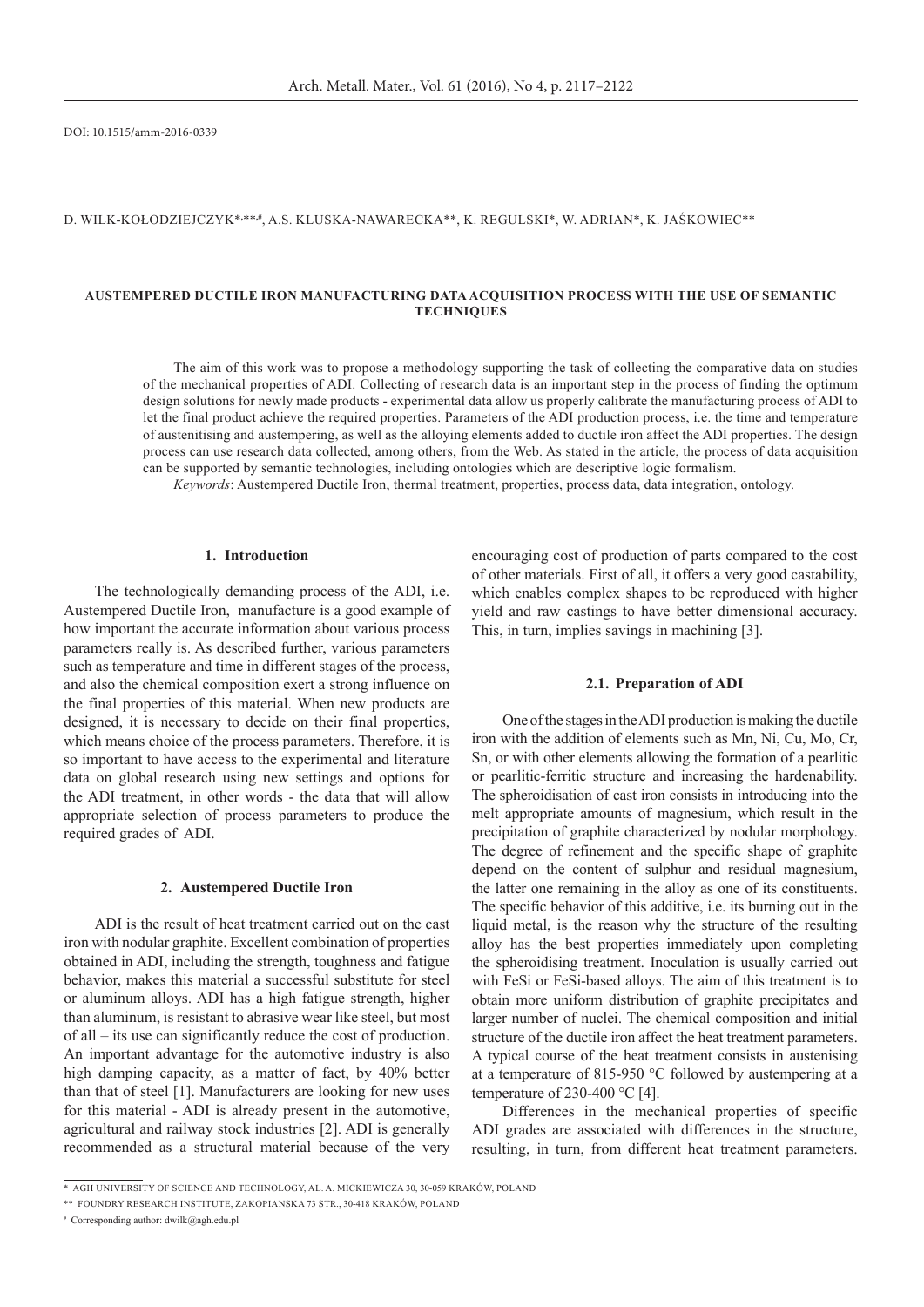DOI: 10.1515/amm-2016-0339

D. Wilk-Kołodziejczyk*,**,#, A.S. Kluska-Nawarecka**, K. Regulski*, W. Adrian*, K. Jaśkowiec**

# AUSTEMPERED DUCTILE IRON MANUFACTURING DATA ACQUISITION PROCESS WITH THE USE OF SEMANTIC TECHNIQUES

The aim of this work was to propose a methodology supporting the task of collecting the comparative data on studies of the mechanical properties of ADI. Collecting of research data is an important step in the process of finding the optimum design solutions for newly made products - experimental data allow us properly calibrate the manufacturing process of ADI to let the final product achieve the required properties. Parameters of the ADI production process, i.e. the time and temperature of austenitising and austempering, as well as the alloying elements added to ductile iron affect the ADI properties. The design process can use research data collected, among others, from the Web. As stated in the article, the process of data acquisition can be supported by semantic technologies, including ontologies which are descriptive logic formalism.

*Keywords*: Austempered Ductile Iron, thermal treatment, properties, process data, data integration, ontology.

## 1. Introduction

The technologically demanding process of the ADI, i.e. Austempered Ductile Iron, manufacture is a good example of how important the accurate information about various process parameters really is. As described further, various parameters such as temperature and time in different stages of the process, and also the chemical composition exert a strong influence on the final properties of this material. When new products are designed, it is necessary to decide on their final properties, which means choice of the process parameters. Therefore, it is so important to have access to the experimental and literature data on global research using new settings and options for the ADI treatment, in other words - the data that will allow appropriate selection of process parameters to produce the required grades of ADI.

## 2. Austempered Ductile Iron

ADI is the result of heat treatment carried out on the cast iron with nodular graphite. Excellent combination of properties obtained in ADI, including the strength, toughness and fatigue behavior, makes this material a successful substitute for steel or aluminum alloys. ADI has a high fatigue strength, higher than aluminum, is resistant to abrasive wear like steel, but most of all – its use can significantly reduce the cost of production. An important advantage for the automotive industry is also high damping capacity, as a matter of fact, by 40% better than that of steel [1]. Manufacturers are looking for new uses for this material - ADI is already present in the automotive, agricultural and railway stock industries [2]. ADI is generally recommended as a structural material because of the very encouraging cost of production of parts compared to the cost of other materials. First of all, it offers a very good castability, which enables complex shapes to be reproduced with higher yield and raw castings to have better dimensional accuracy. This, in turn, implies savings in machining [3].

### 2.1. Preparation of ADI

One of the stages in the ADI production is making the ductile iron with the addition of elements such as Mn, Ni, Cu, Mo, Cr, Sn, or with other elements allowing the formation of a pearlitic or pearlitic-ferritic structure and increasing the hardenability. The spheroidisation of cast iron consists in introducing into the melt appropriate amounts of magnesium, which result in the precipitation of graphite characterized by nodular morphology. The degree of refinement and the specific shape of graphite depend on the content of sulphur and residual magnesium, the latter one remaining in the alloy as one of its constituents. The specific behavior of this additive, i.e. its burning out in the liquid metal, is the reason why the structure of the resulting alloy has the best properties immediately upon completing the spheroidising treatment. Inoculation is usually carried out with FeSi or FeSi-based alloys. The aim of this treatment is to obtain more uniform distribution of graphite precipitates and larger number of nuclei. The chemical composition and initial structure of the ductile iron affect the heat treatment parameters. A typical course of the heat treatment consists in austenising at a temperature of 815-950 °C followed by austempering at a temperature of 230-400 °C [4].

Differences in the mechanical properties of specific ADI grades are associated with differences in the structure, resulting, in turn, from different heat treatment parameters.

---

\* AGH University of Science and Technology, Al. A. Mickiewicza 30, 30-059 Kraków, Poland

\*\* Foundry Research Institute, Zakopianska 73 Str., 30-418 Kraków, Poland

\# Corresponding author: dwilk@agh.edu.pl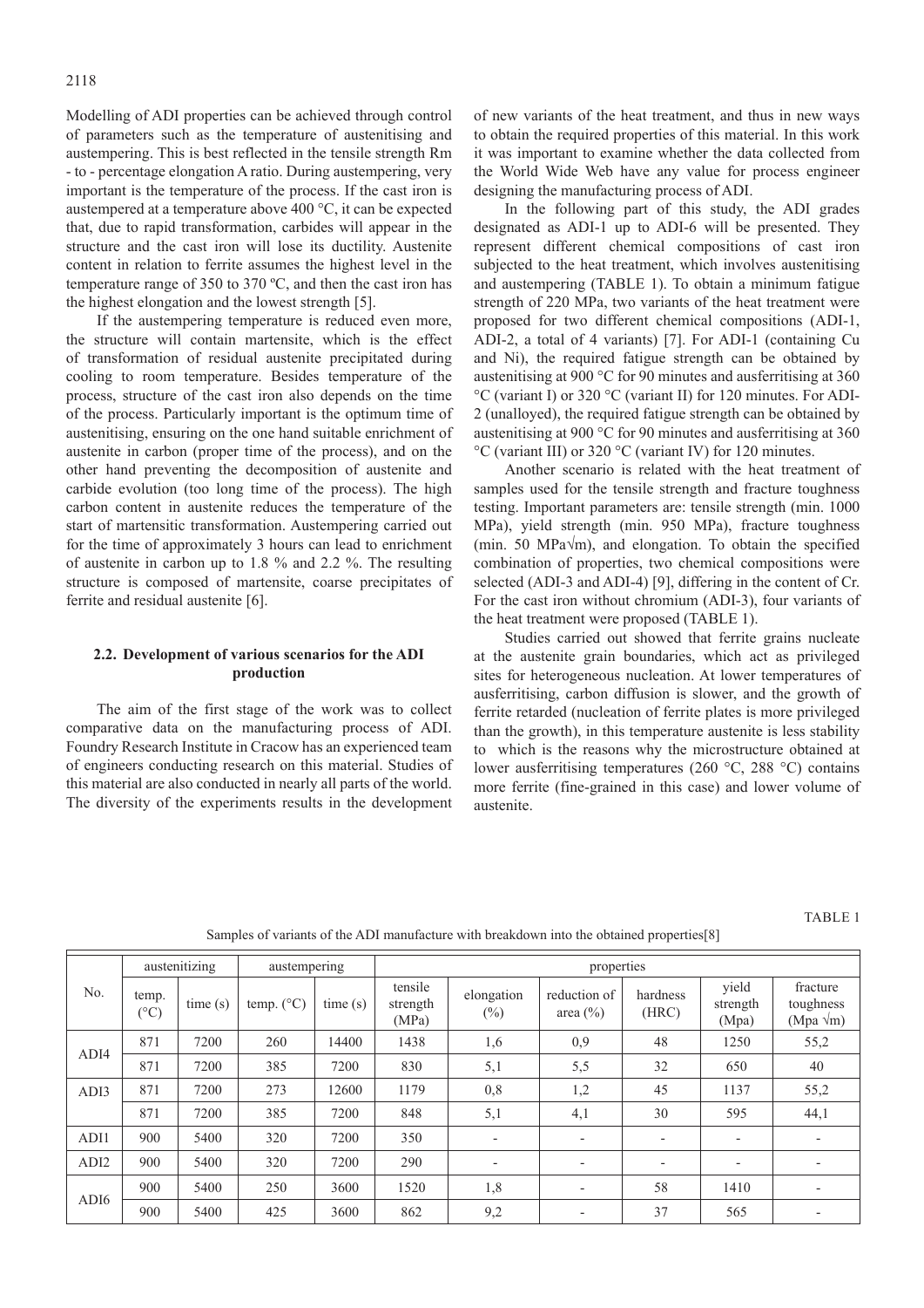Modelling of ADI properties can be achieved through control of parameters such as the temperature of austenitising and austempering. This is best reflected in the tensile strength Rm - to - percentage elongation A ratio. During austempering, very important is the temperature of the process. If the cast iron is austempered at a temperature above 400 °C, it can be expected that, due to rapid transformation, carbides will appear in the structure and the cast iron will lose its ductility. Austenite content in relation to ferrite assumes the highest level in the temperature range of 350 to 370 ºC, and then the cast iron has the highest elongation and the lowest strength [5].

If the austempering temperature is reduced even more, the structure will contain martensite, which is the effect of transformation of residual austenite precipitated during cooling to room temperature. Besides temperature of the process, structure of the cast iron also depends on the time of the process. Particularly important is the optimum time of austenitising, ensuring on the one hand suitable enrichment of austenite in carbon (proper time of the process), and on the other hand preventing the decomposition of austenite and carbide evolution (too long time of the process). The high carbon content in austenite reduces the temperature of the start of martensitic transformation. Austempering carried out for the time of approximately 3 hours can lead to enrichment of austenite in carbon up to 1.8 % and 2.2 %. The resulting structure is composed of martensite, coarse precipitates of ferrite and residual austenite [6].

### 2.2. Development of various scenarios for the ADI production

The aim of the first stage of the work was to collect comparative data on the manufacturing process of ADI. Foundry Research Institute in Cracow has an experienced team of engineers conducting research on this material. Studies of this material are also conducted in nearly all parts of the world. The diversity of the experiments results in the development of new variants of the heat treatment, and thus in new ways to obtain the required properties of this material. In this work it was important to examine whether the data collected from the World Wide Web have any value for process engineer designing the manufacturing process of ADI.

In the following part of this study, the ADI grades designated as ADI-1 up to ADI-6 will be presented. They represent different chemical compositions of cast iron subjected to the heat treatment, which involves austenitising and austempering (TABLE 1). To obtain a minimum fatigue strength of 220 MPa, two variants of the heat treatment were proposed for two different chemical compositions (ADI-1, ADI-2, a total of 4 variants) [7]. For ADI-1 (containing Cu and Ni), the required fatigue strength can be obtained by austenitising at 900 °C for 90 minutes and ausferritising at 360 °C (variant I) or 320 °C (variant II) for 120 minutes. For ADI-2 (unalloyed), the required fatigue strength can be obtained by austenitising at 900 °C for 90 minutes and ausferritising at 360 °C (variant III) or 320 °C (variant IV) for 120 minutes.

Another scenario is related with the heat treatment of samples used for the tensile strength and fracture toughness testing. Important parameters are: tensile strength (min. 1000 MPa), yield strength (min. 950 MPa), fracture toughness (min. 50 MPa√m), and elongation. To obtain the specified combination of properties, two chemical compositions were selected (ADI-3 and ADI-4) [9], differing in the content of Cr. For the cast iron without chromium (ADI-3), four variants of the heat treatment were proposed (TABLE 1).

Studies carried out showed that ferrite grains nucleate at the austenite grain boundaries, which act as privileged sites for heterogeneous nucleation. At lower temperatures of ausferritising, carbon diffusion is slower, and the growth of ferrite retarded (nucleation of ferrite plates is more privileged than the growth), in this temperature austenite is less stability to which is the reasons why the microstructure obtained at lower ausferritising temperatures (260 °C, 288 °C) contains more ferrite (fine-grained in this case) and lower volume of austenite.

TABLE 1

Samples of variants of the ADI manufacture with breakdown into the obtained properties[8]

| No. | austenitizing | | austempering | | properties | | | | | |
|---|---|---|---|---|---|---|---|---|---|---|
| | temp. (°C) | time (s) | temp. (°C) | time (s) | tensile strength (MPa) | elongation (%) | reduction of area (%) | hardness (HRC) | yield strength (Mpa) | fracture toughness (Mpa √m) |
| ADI4 | 871 | 7200 | 260 | 14400 | 1438 | 1,6 | 0,9 | 48 | 1250 | 55,2 |
| | 871 | 7200 | 385 | 7200 | 830 | 5,1 | 5,5 | 32 | 650 | 40 |
| ADI3 | 871 | 7200 | 273 | 12600 | 1179 | 0,8 | 1,2 | 45 | 1137 | 55,2 |
| | 871 | 7200 | 385 | 7200 | 848 | 5,1 | 4,1 | 30 | 595 | 44,1 |
| ADI1 | 900 | 5400 | 320 | 7200 | 350 | - | - | - | - | - |
| ADI2 | 900 | 5400 | 320 | 7200 | 290 | - | - | - | - | - |
| ADI6 | 900 | 5400 | 250 | 3600 | 1520 | 1,8 | - | 58 | 1410 | - |
| | 900 | 5400 | 425 | 3600 | 862 | 9,2 | - | 37 | 565 | - |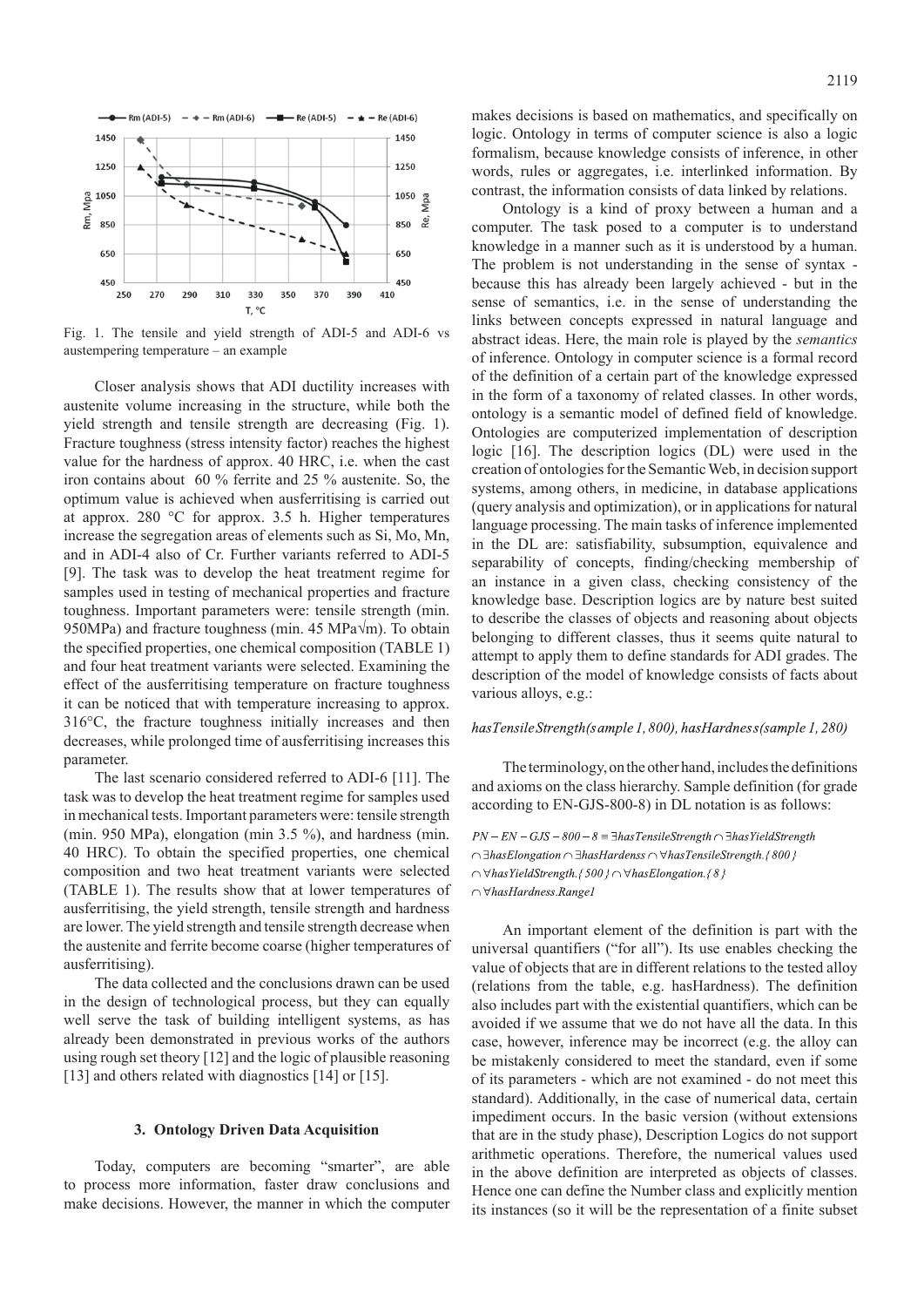— Rm (ADI-5) - - Rm (ADI-6) — Re (ADI-5) - - Re (ADI-6)

Rm, Mpa

Re, Mpa

1450 1250 1050 850 650 450

250 270 290 310 330 350 370 390 410

T, °C

Fig. 1. The tensile and yield strength of ADI-5 and ADI-6 vs austempering temperature – an example

Closer analysis shows that ADI ductility increases with austenite volume increasing in the structure, while both the yield strength and tensile strength are decreasing (Fig. 1). Fracture toughness (stress intensity factor) reaches the highest value for the hardness of approx. 40 HRC, i.e. when the cast iron contains about 60 % ferrite and 25 % austenite. So, the optimum value is achieved when ausferritising is carried out at approx. 280 °C for approx. 3.5 h. Higher temperatures increase the segregation areas of elements such as Si, Mo, Mn, and in ADI-4 also of Cr. Further variants referred to ADI-5 [9]. The task was to develop the heat treatment regime for samples used in testing of mechanical properties and fracture toughness. Important parameters were: tensile strength (min. 950MPa) and fracture toughness (min. 45 MPa√m). To obtain the specified properties, one chemical composition (TABLE 1) and four heat treatment variants were selected. Examining the effect of the ausferritising temperature on fracture toughness it can be noticed that with temperature increasing to approx. 316°C, the fracture toughness initially increases and then decreases, while prolonged time of ausferritising increases this parameter.

The last scenario considered referred to ADI-6 [11]. The task was to develop the heat treatment regime for samples used in mechanical tests. Important parameters were: tensile strength (min. 950 MPa), elongation (min 3.5 %), and hardness (min. 40 HRC). To obtain the specified properties, one chemical composition and two heat treatment variants were selected (TABLE 1). The results show that at lower temperatures of ausferritising, the yield strength, tensile strength and hardness are lower. The yield strength and tensile strength decrease when the austenite and ferrite become coarse (higher temperatures of ausferritising).

The data collected and the conclusions drawn can be used in the design of technological process, but they can equally well serve the task of building intelligent systems, as has already been demonstrated in previous works of the authors using rough set theory [12] and the logic of plausible reasoning [13] and others related with diagnostics [14] or [15].

### 3. Ontology Driven Data Acquisition

Today, computers are becoming "smarter", are able to process more information, faster draw conclusions and make decisions. However, the manner in which the computer makes decisions is based on mathematics, and specifically on logic. Ontology in terms of computer science is also a logic formalism, because knowledge consists of inference, in other words, rules or aggregates, i.e. interlinked information. By contrast, the information consists of data linked by relations.

Ontology is a kind of proxy between a human and a computer. The task posed to a computer is to understand knowledge in a manner such as it is understood by a human. The problem is not understanding in the sense of syntax - because this has already been largely achieved - but in the sense of semantics, i.e. in the sense of understanding the links between concepts expressed in natural language and abstract ideas. Here, the main role is played by the *semantics* of inference. Ontology in computer science is a formal record of the definition of a certain part of the knowledge expressed in the form of a taxonomy of related classes. In other words, ontology is a semantic model of defined field of knowledge. Ontologies are computerized implementation of description logic [16]. The description logics (DL) were used in the creation of ontologies for the Semantic Web, in decision support systems, among others, in medicine, in database applications (query analysis and optimization), or in applications for natural language processing. The main tasks of inference implemented in the DL are: satisfiability, subsumption, equivalence and separability of concepts, finding/checking membership of an instance in a given class, checking consistency of the knowledge base. Description logics are by nature best suited to describe the classes of objects and reasoning about objects belonging to different classes, thus it seems quite natural to attempt to apply them to define standards for ADI grades. The description of the model of knowledge consists of facts about various alloys, e.g.:

*hasTensileStrength(sample1, 800), hasHardness(sample1, 280)*

The terminology, on the other hand, includes the definitions and axioms on the class hierarchy. Sample definition (for grade according to EN-GJS-800-8) in DL notation is as follows:

$$PN-EN-GJS-800-8 \equiv \exists hasTensileStrength \cap \exists hasYieldStrength \cap \exists hasElongation \cap \exists hasHardenss \cap \forall hasTensileStrength.\{800\} \cap \forall hasYieldStrength.\{500\} \cap \forall hasElongation.\{8\} \cap \forall hasHardness.Range1$$

An important element of the definition is part with the universal quantifiers ("for all"). Its use enables checking the value of objects that are in different relations to the tested alloy (relations from the table, e.g. hasHardness). The definition also includes part with the existential quantifiers, which can be avoided if we assume that we do not have all the data. In this case, however, inference may be incorrect (e.g. the alloy can be mistakenly considered to meet the standard, even if some of its parameters - which are not examined - do not meet this standard). Additionally, in the case of numerical data, certain impediment occurs. In the basic version (without extensions that are in the study phase), Description Logics do not support arithmetic operations. Therefore, the numerical values used in the above definition are interpreted as objects of classes. Hence one can define the Number class and explicitly mention its instances (so it will be the representation of a finite subset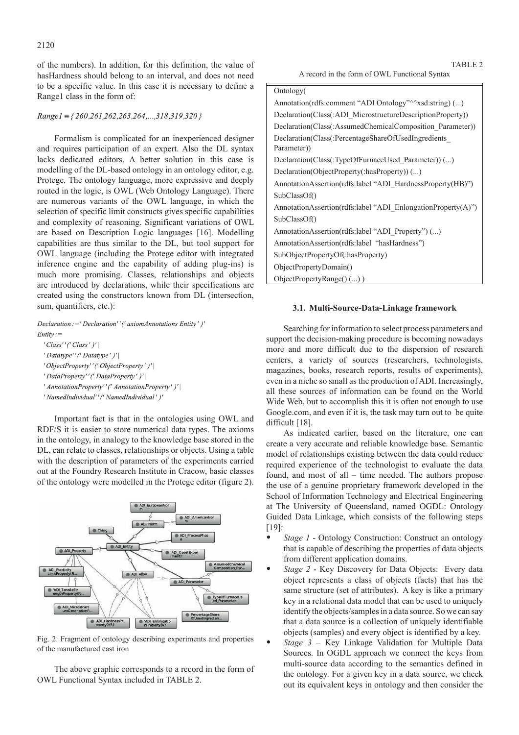of the numbers). In addition, for this definition, the value of hasHardness should belong to an interval, and does not need to be a specific value. In this case it is necessary to define a Range1 class in the form of:

$$Range1 \equiv \{260, 261, 262, 263, 264, ..., 318, 319, 320\}$$

Formalism is complicated for an inexperienced designer and requires participation of an expert. Also the DL syntax lacks dedicated editors. A better solution in this case is modelling of the DL-based ontology in an ontology editor, e.g. Protege. The ontology language, more expressive and deeply routed in the logic, is OWL (Web Ontology Language). There are numerous variants of the OWL language, in which the selection of specific limit constructs gives specific capabilities and complexity of reasoning. Significant variations of OWL are based on Description Logic languages [16]. Modelling capabilities are thus similar to the DL, but tool support for OWL language (including the Protege editor with integrated inference engine and the capability of adding plug-ins) is much more promising. Classes, relationships and objects are introduced by declarations, while their specifications are created using the constructors known from DL (intersection, sum, quantifiers, etc.):

```
Declaration :=' Declaration' '(' axiomAnnotations Entity ' )'
Entity :=
  ' Class' '(' Class ' )' |
  ' Datatype' '(' Datatype ' )' |
  ' ObjectProperty' '(' ObjectProperty ' )' |
  ' DataProperty' '(' DataProperty ' )' |
  ' AnnotationProperty' '(' AnnotationProperty ' )' |
  ' NamedIndividual' '(' NamedIndividual ' )'
```

Important fact is that in the ontologies using OWL and RDF/S it is easier to store numerical data types. The axioms in the ontology, in analogy to the knowledge base stored in the DL, can relate to classes, relationships or objects. Using a table with the description of parameters of the experiments carried out at the Foundry Research Institute in Cracow, basic classes of the ontology were modelled in the Protege editor (figure 2).

Fig. 2. Fragment of ontology describing experiments and properties of the manufactured cast iron

The above graphic corresponds to a record in the form of OWL Functional Syntax included in TABLE 2.

TABLE 2
A record in the form of OWL Functional Syntax

| Ontology( |
|---|
| Annotation(rdfs:comment "ADI Ontology"^^xsd:string) (...) |
| Declaration(Class(:ADI_MicrostructureDescriptionProperty)) |
| Declaration(Class(:AssumedChemicalComposition_Parameter)) |
| Declaration(Class(:PercentageShareOfUsedIngredients_Parameter)) |
| Declaration(Class(:TypeOfFurnaceUsed_Parameter)) (...) |
| Declaration(ObjectProperty(:hasProperty)) (...) |
| AnnotationAssertion(rdfs:label "ADI_HardnessProperty(HB)") |
| SubClassOf() |
| AnnotationAssertion(rdfs:label "ADI_EnlongationProperty(A)") |
| SubClassOf() |
| AnnotationAssertion(rdfs:label "ADI_Property") (...) |
| AnnotationAssertion(rdfs:label "hasHardness") |
| SubObjectPropertyOf(:hasProperty) |
| ObjectPropertyDomain() |
| ObjectPropertyRange() (...) ) |

### 3.1. Multi-Source-Data-Linkage framework

Searching for information to select process parameters and support the decision-making procedure is becoming nowadays more and more difficult due to the dispersion of research centers, a variety of sources (researchers, technologists, magazines, books, research reports, results of experiments), even in a niche so small as the production of ADI. Increasingly, all these sources of information can be found on the World Wide Web, but to accomplish this it is often not enough to use Google.com, and even if it is, the task may turn out to be quite difficult [18].

As indicated earlier, based on the literature, one can create a very accurate and reliable knowledge base. Semantic model of relationships existing between the data could reduce required experience of the technologist to evaluate the data found, and most of all – time needed. The authors propose the use of a genuine proprietary framework developed in the School of Information Technology and Electrical Engineering at The University of Queensland, named OGDL: Ontology Guided Data Linkage, which consists of the following steps [19]:

- *Stage 1* - Ontology Construction: Construct an ontology that is capable of describing the properties of data objects from different application domains.
- *Stage 2* - Key Discovery for Data Objects: Every data object represents a class of objects (facts) that has the same structure (set of attributes). A key is like a primary key in a relational data model that can be used to uniquely identify the objects/samples in a data source. So we can say that a data source is a collection of uniquely identifiable objects (samples) and every object is identified by a key.
- *Stage 3* – Key Linkage Validation for Multiple Data Sources. In OGDL approach we connect the keys from multi-source data according to the semantics defined in the ontology. For a given key in a data source, we check out its equivalent keys in ontology and then consider the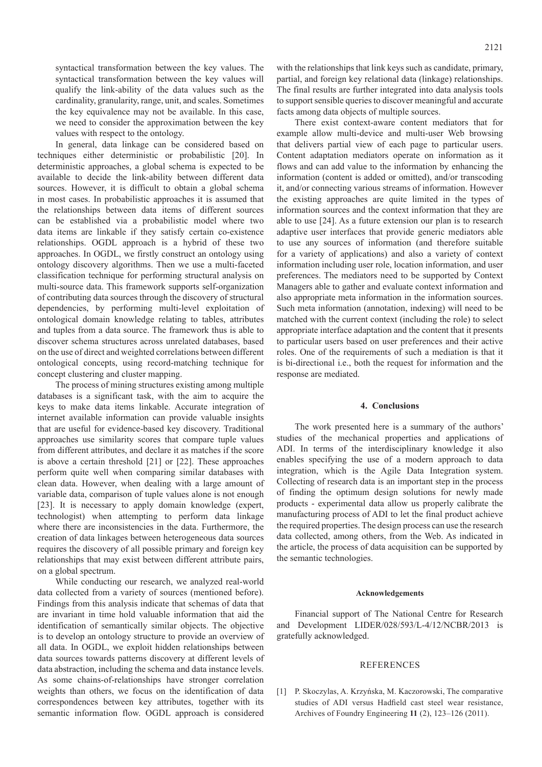syntactical transformation between the key values. The syntactical transformation between the key values will qualify the link-ability of the data values such as the cardinality, granularity, range, unit, and scales. Sometimes the key equivalence may not be available. In this case, we need to consider the approximation between the key values with respect to the ontology.

In general, data linkage can be considered based on techniques either deterministic or probabilistic [20]. In deterministic approaches, a global schema is expected to be available to decide the link-ability between different data sources. However, it is difficult to obtain a global schema in most cases. In probabilistic approaches it is assumed that the relationships between data items of different sources can be established via a probabilistic model where two data items are linkable if they satisfy certain co-existence relationships. OGDL approach is a hybrid of these two approaches. In OGDL, we firstly construct an ontology using ontology discovery algorithms. Then we use a multi-faceted classification technique for performing structural analysis on multi-source data. This framework supports self-organization of contributing data sources through the discovery of structural dependencies, by performing multi-level exploitation of ontological domain knowledge relating to tables, attributes and tuples from a data source. The framework thus is able to discover schema structures across unrelated databases, based on the use of direct and weighted correlations between different ontological concepts, using record-matching technique for concept clustering and cluster mapping.

The process of mining structures existing among multiple databases is a significant task, with the aim to acquire the keys to make data items linkable. Accurate integration of internet available information can provide valuable insights that are useful for evidence-based key discovery. Traditional approaches use similarity scores that compare tuple values from different attributes, and declare it as matches if the score is above a certain threshold [21] or [22]. These approaches perform quite well when comparing similar databases with clean data. However, when dealing with a large amount of variable data, comparison of tuple values alone is not enough [23]. It is necessary to apply domain knowledge (expert, technologist) when attempting to perform data linkage where there are inconsistencies in the data. Furthermore, the creation of data linkages between heterogeneous data sources requires the discovery of all possible primary and foreign key relationships that may exist between different attribute pairs, on a global spectrum.

While conducting our research, we analyzed real-world data collected from a variety of sources (mentioned before). Findings from this analysis indicate that schemas of data that are invariant in time hold valuable information that aid the identification of semantically similar objects. The objective is to develop an ontology structure to provide an overview of all data. In OGDL, we exploit hidden relationships between data sources towards patterns discovery at different levels of data abstraction, including the schema and data instance levels. As some chains-of-relationships have stronger correlation weights than others, we focus on the identification of data correspondences between key attributes, together with its semantic information flow. OGDL approach is considered with the relationships that link keys such as candidate, primary, partial, and foreign key relational data (linkage) relationships. The final results are further integrated into data analysis tools to support sensible queries to discover meaningful and accurate facts among data objects of multiple sources.

There exist context-aware content mediators that for example allow multi-device and multi-user Web browsing that delivers partial view of each page to particular users. Content adaptation mediators operate on information as it flows and can add value to the information by enhancing the information (content is added or omitted), and/or transcoding it, and/or connecting various streams of information. However the existing approaches are quite limited in the types of information sources and the context information that they are able to use [24]. As a future extension our plan is to research adaptive user interfaces that provide generic mediators able to use any sources of information (and therefore suitable for a variety of applications) and also a variety of context information including user role, location information, and user preferences. The mediators need to be supported by Context Managers able to gather and evaluate context information and also appropriate meta information in the information sources. Such meta information (annotation, indexing) will need to be matched with the current context (including the role) to select appropriate interface adaptation and the content that it presents to particular users based on user preferences and their active roles. One of the requirements of such a mediation is that it is bi-directional i.e., both the request for information and the response are mediated.

## 4. Conclusions

The work presented here is a summary of the authors' studies of the mechanical properties and applications of ADI. In terms of the interdisciplinary knowledge it also enables specifying the use of a modern approach to data integration, which is the Agile Data Integration system. Collecting of research data is an important step in the process of finding the optimum design solutions for newly made products - experimental data allow us properly calibrate the manufacturing process of ADI to let the final product achieve the required properties. The design process can use the research data collected, among others, from the Web. As indicated in the article, the process of data acquisition can be supported by the semantic technologies.

#### Acknowledgements

Financial support of The National Centre for Research and Development LIDER/028/593/L-4/12/NCBR/2013 is gratefully acknowledged.

## REFERENCES

[1] P. Skoczylas, A. Krzyńska, M. Kaczorowski, The comparative studies of ADI versus Hadfield cast steel wear resistance, Archives of Foundry Engineering **11** (2), 123–126 (2011).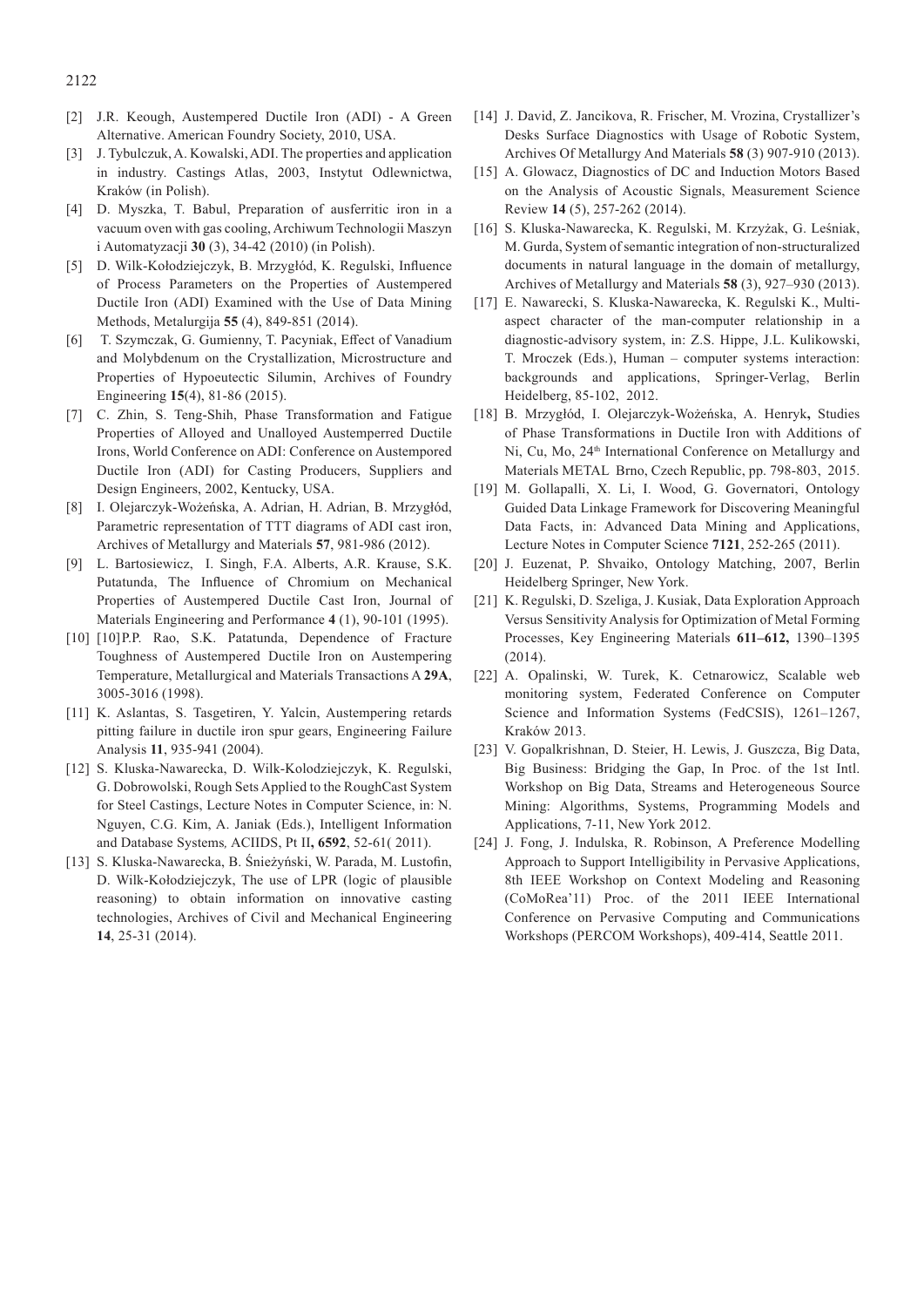[2] J.R. Keough, Austempered Ductile Iron (ADI) - A Green Alternative. American Foundry Society, 2010, USA.

[3] J. Tybulczuk, A. Kowalski, ADI. The properties and application in industry. Castings Atlas, 2003, Instytut Odlewnictwa, Kraków (in Polish).

[4] D. Myszka, T. Babul, Preparation of ausferritic iron in a vacuum oven with gas cooling, Archiwum Technologii Maszyn i Automatyzacji **30** (3), 34-42 (2010) (in Polish).

[5] D. Wilk-Kołodziejczyk, B. Mrzygłód, K. Regulski, Influence of Process Parameters on the Properties of Austempered Ductile Iron (ADI) Examined with the Use of Data Mining Methods, Metalurgija **55** (4), 849-851 (2014).

[6] T. Szymczak, G. Gumienny, T. Pacyniak, Effect of Vanadium and Molybdenum on the Crystallization, Microstructure and Properties of Hypoeutectic Silumin, Archives of Foundry Engineering **15**(4), 81-86 (2015).

[7] C. Zhin, S. Teng-Shih, Phase Transformation and Fatigue Properties of Alloyed and Unalloyed Austemperred Ductile Irons, World Conference on ADI: Conference on Austempored Ductile Iron (ADI) for Casting Producers, Suppliers and Design Engineers, 2002, Kentucky, USA.

[8] I. Olejarczyk-Wożeńska, A. Adrian, H. Adrian, B. Mrzygłód, Parametric representation of TTT diagrams of ADI cast iron, Archives of Metallurgy and Materials **57**, 981-986 (2012).

[9] L. Bartosiewicz, I. Singh, F.A. Alberts, A.R. Krause, S.K. Putatunda, The Influence of Chromium on Mechanical Properties of Austempered Ductile Cast Iron, Journal of Materials Engineering and Performance **4** (1), 90-101 (1995).

[10] [10]P.P. Rao, S.K. Patatunda, Dependence of Fracture Toughness of Austempered Ductile Iron on Austempering Temperature, Metallurgical and Materials Transactions A **29A**, 3005-3016 (1998).

[11] K. Aslantas, S. Tasgetiren, Y. Yalcin, Austempering retards pitting failure in ductile iron spur gears, Engineering Failure Analysis **11**, 935-941 (2004).

[12] S. Kluska-Nawarecka, D. Wilk-Kolodziejczyk, K. Regulski, G. Dobrowolski, Rough Sets Applied to the RoughCast System for Steel Castings, Lecture Notes in Computer Science, in: N. Nguyen, C.G. Kim, A. Janiak (Eds.), Intelligent Information and Database Systems*,* ACIIDS, Pt II**, 6592**, 52-61( 2011).

[13] S. Kluska-Nawarecka, B. Śnieżyński, W. Parada, M. Lustofin, D. Wilk-Kołodziejczyk, The use of LPR (logic of plausible reasoning) to obtain information on innovative casting technologies, Archives of Civil and Mechanical Engineering **14**, 25-31 (2014).

[14] J. David, Z. Jancikova, R. Frischer, M. Vrozina, Crystallizer's Desks Surface Diagnostics with Usage of Robotic System, Archives Of Metallurgy And Materials **58** (3) 907-910 (2013).

[15] A. Glowacz, Diagnostics of DC and Induction Motors Based on the Analysis of Acoustic Signals, Measurement Science Review **14** (5), 257-262 (2014).

[16] S. Kluska-Nawarecka, K. Regulski, M. Krzyżak, G. Leśniak, M. Gurda, System of semantic integration of non-structuralized documents in natural language in the domain of metallurgy, Archives of Metallurgy and Materials **58** (3), 927–930 (2013).

[17] E. Nawarecki, S. Kluska-Nawarecka, K. Regulski K., Multi-aspect character of the man-computer relationship in a diagnostic-advisory system, in: Z.S. Hippe, J.L. Kulikowski, T. Mroczek (Eds.), Human – computer systems interaction: backgrounds and applications, Springer-Verlag, Berlin Heidelberg, 85-102, 2012.

[18] B. Mrzygłód, I. Olejarczyk-Wożeńska, A. Henryk**,** Studies of Phase Transformations in Ductile Iron with Additions of Ni, Cu, Mo, 24th International Conference on Metallurgy and Materials METAL Brno, Czech Republic, pp. 798-803, 2015.

[19] M. Gollapalli, X. Li, I. Wood, G. Governatori, Ontology Guided Data Linkage Framework for Discovering Meaningful Data Facts, in: Advanced Data Mining and Applications, Lecture Notes in Computer Science **7121**, 252-265 (2011).

[20] J. Euzenat, P. Shvaiko, Ontology Matching, 2007, Berlin Heidelberg Springer, New York.

[21] K. Regulski, D. Szeliga, J. Kusiak, Data Exploration Approach Versus Sensitivity Analysis for Optimization of Metal Forming Processes, Key Engineering Materials **611–612,** 1390–1395 (2014).

[22] A. Opalinski, W. Turek, K. Cetnarowicz, Scalable web monitoring system, Federated Conference on Computer Science and Information Systems (FedCSIS), 1261–1267, Kraków 2013.

[23] V. Gopalkrishnan, D. Steier, H. Lewis, J. Guszcza, Big Data, Big Business: Bridging the Gap, In Proc. of the 1st Intl. Workshop on Big Data, Streams and Heterogeneous Source Mining: Algorithms, Systems, Programming Models and Applications, 7-11, New York 2012.

[24] J. Fong, J. Indulska, R. Robinson, A Preference Modelling Approach to Support Intelligibility in Pervasive Applications, 8th IEEE Workshop on Context Modeling and Reasoning (CoMoRea'11) Proc. of the 2011 IEEE International Conference on Pervasive Computing and Communications Workshops (PERCOM Workshops), 409-414, Seattle 2011.